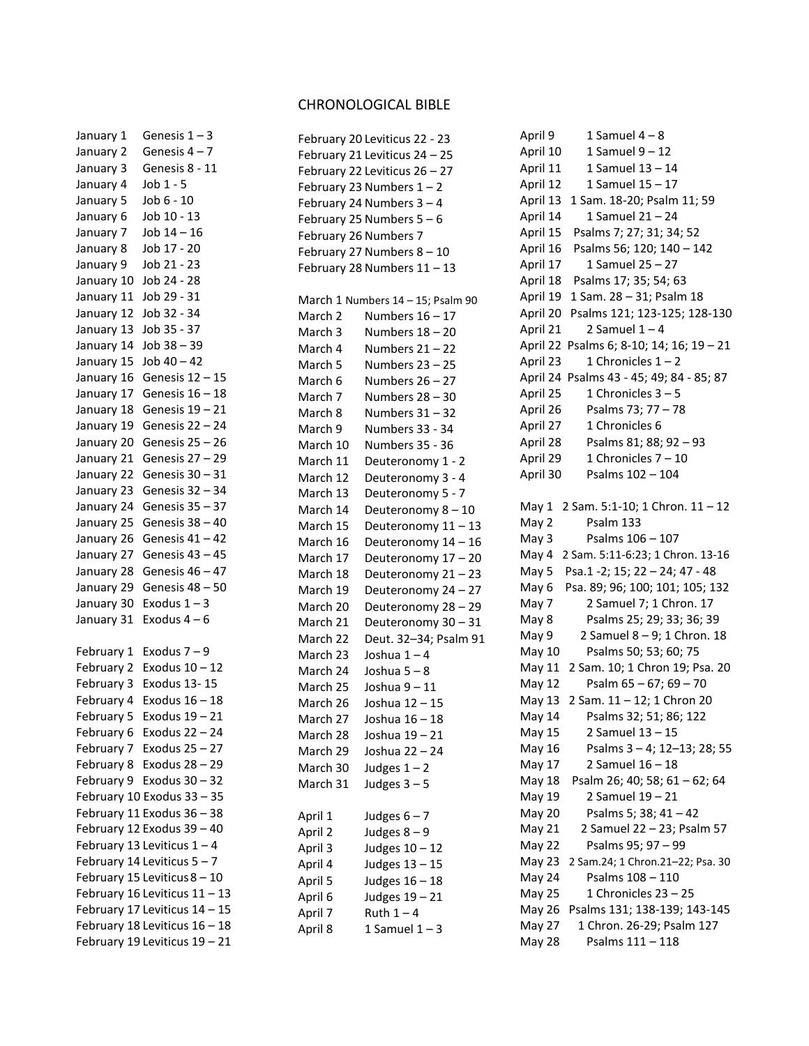# CHRONOLOGICAL BIBLE

January 1 Genesis 1 – 3
January 2 Genesis 4 – 7
January 3 Genesis 8 - 11
January 4 Job 1 - 5
January 5 Job 6 - 10
January 6 Job 10 - 13
January 7 Job 14 – 16
January 8 Job 17 - 20
January 9 Job 21 - 23
January 10 Job 24 - 28
January 11 Job 29 - 31
January 12 Job 32 - 34
January 13 Job 35 - 37
January 14 Job 38 – 39
January 15 Job 40 – 42
January 16 Genesis 12 – 15
January 17 Genesis 16 – 18
January 18 Genesis 19 – 21
January 19 Genesis 22 – 24
January 20 Genesis 25 – 26
January 21 Genesis 27 – 29
January 22 Genesis 30 – 31
January 23 Genesis 32 – 34
January 24 Genesis 35 – 37
January 25 Genesis 38 – 40
January 26 Genesis 41 – 42
January 27 Genesis 43 – 45
January 28 Genesis 46 – 47
January 29 Genesis 48 – 50
January 30 Exodus 1 – 3
January 31 Exodus 4 – 6

February 1 Exodus 7 – 9
February 2 Exodus 10 – 12
February 3 Exodus 13- 15
February 4 Exodus 16 – 18
February 5 Exodus 19 – 21
February 6 Exodus 22 – 24
February 7 Exodus 25 – 27
February 8 Exodus 28 – 29
February 9 Exodus 30 – 32
February 10 Exodus 33 – 35
February 11 Exodus 36 – 38
February 12 Exodus 39 – 40
February 13 Leviticus 1 – 4
February 14 Leviticus 5 – 7
February 15 Leviticus 8 – 10
February 16 Leviticus 11 – 13
February 17 Leviticus 14 – 15
February 18 Leviticus 16 – 18
February 19 Leviticus 19 – 21
February 20 Leviticus 22 - 23
February 21 Leviticus 24 – 25
February 22 Leviticus 26 – 27
February 23 Numbers 1 – 2
February 24 Numbers 3 – 4
February 25 Numbers 5 – 6
February 26 Numbers 7
February 27 Numbers 8 – 10
February 28 Numbers 11 – 13

March 1 Numbers 14 – 15; Psalm 90
March 2 Numbers 16 – 17
March 3 Numbers 18 – 20
March 4 Numbers 21 – 22
March 5 Numbers 23 – 25
March 6 Numbers 26 – 27
March 7 Numbers 28 – 30
March 8 Numbers 31 – 32
March 9 Numbers 33 - 34
March 10 Numbers 35 - 36
March 11 Deuteronomy 1 - 2
March 12 Deuteronomy 3 - 4
March 13 Deuteronomy 5 - 7
March 14 Deuteronomy 8 – 10
March 15 Deuteronomy 11 – 13
March 16 Deuteronomy 14 – 16
March 17 Deuteronomy 17 – 20
March 18 Deuteronomy 21 – 23
March 19 Deuteronomy 24 – 27
March 20 Deuteronomy 28 – 29
March 21 Deuteronomy 30 – 31
March 22 Deut. 32–34; Psalm 91
March 23 Joshua 1 – 4
March 24 Joshua 5 – 8
March 25 Joshua 9 – 11
March 26 Joshua 12 – 15
March 27 Joshua 16 – 18
March 28 Joshua 19 – 21
March 29 Joshua 22 – 24
March 30 Judges 1 – 2
March 31 Judges 3 – 5

April 1 Judges 6 – 7
April 2 Judges 8 – 9
April 3 Judges 10 – 12
April 4 Judges 13 – 15
April 5 Judges 16 – 18
April 6 Judges 19 – 21
April 7 Ruth 1 – 4
April 8 1 Samuel 1 – 3
April 9 1 Samuel 4 – 8
April 10 1 Samuel 9 – 12
April 11 1 Samuel 13 – 14
April 12 1 Samuel 15 – 17
April 13 1 Sam. 18-20; Psalm 11; 59
April 14 1 Samuel 21 – 24
April 15 Psalms 7; 27; 31; 34; 52
April 16 Psalms 56; 120; 140 – 142
April 17 1 Samuel 25 – 27
April 18 Psalms 17; 35; 54; 63
April 19 1 Sam. 28 – 31; Psalm 18
April 20 Psalms 121; 123-125; 128-130
April 21 2 Samuel 1 – 4
April 22 Psalms 6; 8-10; 14; 16; 19 – 21
April 23 1 Chronicles 1 – 2
April 24 Psalms 43 - 45; 49; 84 - 85; 87
April 25 1 Chronicles 3 – 5
April 26 Psalms 73; 77 – 78
April 27 1 Chronicles 6
April 28 Psalms 81; 88; 92 – 93
April 29 1 Chronicles 7 – 10
April 30 Psalms 102 – 104

May 1 2 Sam. 5:1-10; 1 Chron. 11 – 12
May 2 Psalm 133
May 3 Psalms 106 – 107
May 4 2 Sam. 5:11-6:23; 1 Chron. 13-16
May 5 Psa.1 -2; 15; 22 – 24; 47 - 48
May 6 Psa. 89; 96; 100; 101; 105; 132
May 7 2 Samuel 7; 1 Chron. 17
May 8 Psalms 25; 29; 33; 36; 39
May 9 2 Samuel 8 – 9; 1 Chron. 18
May 10 Psalms 50; 53; 60; 75
May 11 2 Sam. 10; 1 Chron 19; Psa. 20
May 12 Psalm 65 – 67; 69 – 70
May 13 2 Sam. 11 – 12; 1 Chron 20
May 14 Psalms 32; 51; 86; 122
May 15 2 Samuel 13 – 15
May 16 Psalms 3 – 4; 12–13; 28; 55
May 17 2 Samuel 16 – 18
May 18 Psalm 26; 40; 58; 61 – 62; 64
May 19 2 Samuel 19 – 21
May 20 Psalms 5; 38; 41 – 42
May 21 2 Samuel 22 – 23; Psalm 57
May 22 Psalms 95; 97 – 99
May 23 2 Sam.24; 1 Chron.21–22; Psa. 30
May 24 Psalms 108 – 110
May 25 1 Chronicles 23 – 25
May 26 Psalms 131; 138-139; 143-145
May 27 1 Chron. 26-29; Psalm 127
May 28 Psalms 111 – 118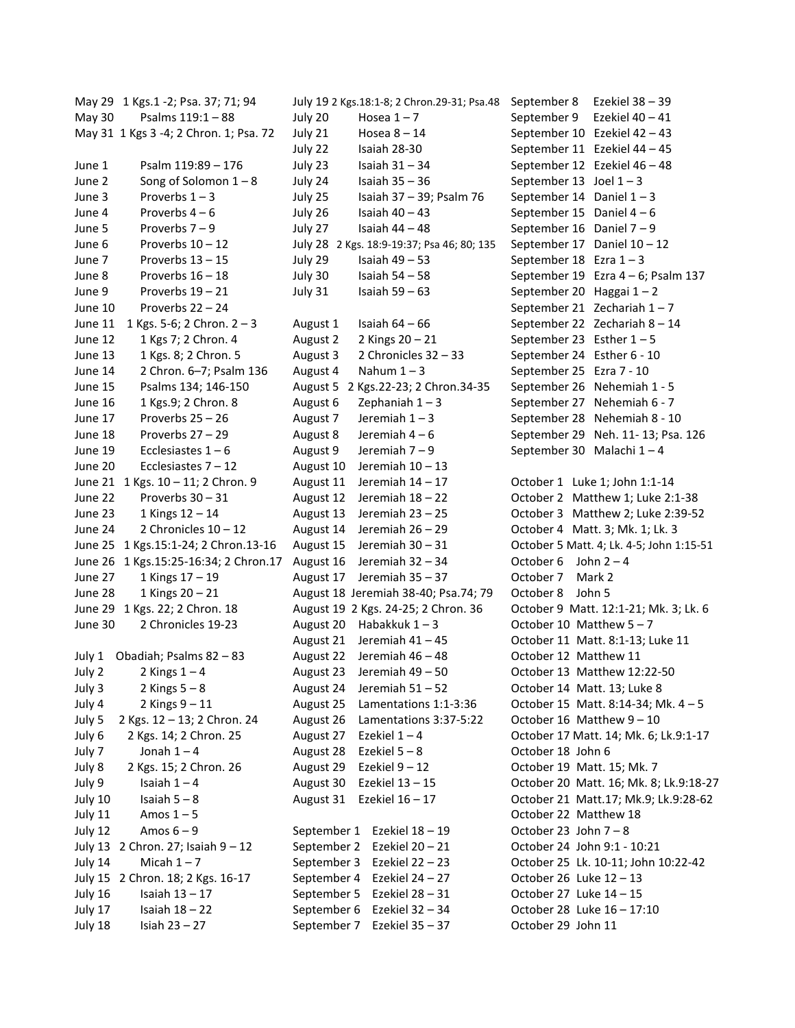May 29 1 Kgs.1 -2; Psa. 37; 71; 94
May 30 Psalms 119:1 – 88
May 31 1 Kgs 3 -4; 2 Chron. 1; Psa. 72

June 1 Psalm 119:89 – 176
June 2 Song of Solomon 1 – 8
June 3 Proverbs 1 – 3
June 4 Proverbs 4 – 6
June 5 Proverbs 7 – 9
June 6 Proverbs 10 – 12
June 7 Proverbs 13 – 15
June 8 Proverbs 16 – 18
June 9 Proverbs 19 – 21
June 10 Proverbs 22 – 24
June 11 1 Kgs. 5-6; 2 Chron. 2 – 3
June 12 1 Kgs 7; 2 Chron. 4
June 13 1 Kgs. 8; 2 Chron. 5
June 14 2 Chron. 6–7; Psalm 136
June 15 Psalms 134; 146-150
June 16 1 Kgs.9; 2 Chron. 8
June 17 Proverbs 25 – 26
June 18 Proverbs 27 – 29
June 19 Ecclesiastes 1 – 6
June 20 Ecclesiastes 7 – 12
June 21 1 Kgs. 10 – 11; 2 Chron. 9
June 22 Proverbs 30 – 31
June 23 1 Kings 12 – 14
June 24 2 Chronicles 10 – 12
June 25 1 Kgs.15:1-24; 2 Chron.13-16
June 26 1 Kgs.15:25-16:34; 2 Chron.17
June 27 1 Kings 17 – 19
June 28 1 Kings 20 – 21
June 29 1 Kgs. 22; 2 Chron. 18
June 30 2 Chronicles 19-23

July 1 Obadiah; Psalms 82 – 83
July 2 2 Kings 1 – 4
July 3 2 Kings 5 – 8
July 4 2 Kings 9 – 11
July 5 2 Kgs. 12 – 13; 2 Chron. 24
July 6 2 Kgs. 14; 2 Chron. 25
July 7 Jonah 1 – 4
July 8 2 Kgs. 15; 2 Chron. 26
July 9 Isaiah 1 – 4
July 10 Isaiah 5 – 8
July 11 Amos 1 – 5
July 12 Amos 6 – 9
July 13 2 Chron. 27; Isaiah 9 – 12
July 14 Micah 1 – 7
July 15 2 Chron. 18; 2 Kgs. 16-17
July 16 Isaiah 13 – 17
July 17 Isaiah 18 – 22
July 18 Isiah 23 – 27
July 19 2 Kgs.18:1-8; 2 Chron.29-31; Psa.48
July 20 Hosea 1 – 7
July 21 Hosea 8 – 14
July 22 Isaiah 28-30
July 23 Isaiah 31 – 34
July 24 Isaiah 35 – 36
July 25 Isaiah 37 – 39; Psalm 76
July 26 Isaiah 40 – 43
July 27 Isaiah 44 – 48
July 28 2 Kgs. 18:9-19:37; Psa 46; 80; 135
July 29 Isaiah 49 – 53
July 30 Isaiah 54 – 58
July 31 Isaiah 59 – 63

August 1 Isaiah 64 – 66
August 2 2 Kings 20 – 21
August 3 2 Chronicles 32 – 33
August 4 Nahum 1 – 3
August 5 2 Kgs.22-23; 2 Chron.34-35
August 6 Zephaniah 1 – 3
August 7 Jeremiah 1 – 3
August 8 Jeremiah 4 – 6
August 9 Jeremiah 7 – 9
August 10 Jeremiah 10 – 13
August 11 Jeremiah 14 – 17
August 12 Jeremiah 18 – 22
August 13 Jeremiah 23 – 25
August 14 Jeremiah 26 – 29
August 15 Jeremiah 30 – 31
August 16 Jeremiah 32 – 34
August 17 Jeremiah 35 – 37
August 18 Jeremiah 38-40; Psa.74; 79
August 19 2 Kgs. 24-25; 2 Chron. 36
August 20 Habakkuk 1 – 3
August 21 Jeremiah 41 – 45
August 22 Jeremiah 46 – 48
August 23 Jeremiah 49 – 50
August 24 Jeremiah 51 – 52
August 25 Lamentations 1:1-3:36
August 26 Lamentations 3:37-5:22
August 27 Ezekiel 1 – 4
August 28 Ezekiel 5 – 8
August 29 Ezekiel 9 – 12
August 30 Ezekiel 13 – 15
August 31 Ezekiel 16 – 17

September 1 Ezekiel 18 – 19
September 2 Ezekiel 20 – 21
September 3 Ezekiel 22 – 23
September 4 Ezekiel 24 – 27
September 5 Ezekiel 28 – 31
September 6 Ezekiel 32 – 34
September 7 Ezekiel 35 – 37
September 8 Ezekiel 38 – 39
September 9 Ezekiel 40 – 41
September 10 Ezekiel 42 – 43
September 11 Ezekiel 44 – 45
September 12 Ezekiel 46 – 48
September 13 Joel 1 – 3
September 14 Daniel 1 – 3
September 15 Daniel 4 – 6
September 16 Daniel 7 – 9
September 17 Daniel 10 – 12
September 18 Ezra 1 – 3
September 19 Ezra 4 – 6; Psalm 137
September 20 Haggai 1 – 2
September 21 Zechariah 1 – 7
September 22 Zechariah 8 – 14
September 23 Esther 1 – 5
September 24 Esther 6 - 10
September 25 Ezra 7 - 10
September 26 Nehemiah 1 - 5
September 27 Nehemiah 6 - 7
September 28 Nehemiah 8 - 10
September 29 Neh. 11- 13; Psa. 126
September 30 Malachi 1 – 4

October 1 Luke 1; John 1:1-14
October 2 Matthew 1; Luke 2:1-38
October 3 Matthew 2; Luke 2:39-52
October 4 Matt. 3; Mk. 1; Lk. 3
October 5 Matt. 4; Lk. 4-5; John 1:15-51
October 6 John 2 – 4
October 7 Mark 2
October 8 John 5
October 9 Matt. 12:1-21; Mk. 3; Lk. 6
October 10 Matthew 5 – 7
October 11 Matt. 8:1-13; Luke 11
October 12 Matthew 11
October 13 Matthew 12:22-50
October 14 Matt. 13; Luke 8
October 15 Matt. 8:14-34; Mk. 4 – 5
October 16 Matthew 9 – 10
October 17 Matt. 14; Mk. 6; Lk.9:1-17
October 18 John 6
October 19 Matt. 15; Mk. 7
October 20 Matt. 16; Mk. 8; Lk.9:18-27
October 21 Matt.17; Mk.9; Lk.9:28-62
October 22 Matthew 18
October 23 John 7 – 8
October 24 John 9:1 - 10:21
October 25 Lk. 10-11; John 10:22-42
October 26 Luke 12 – 13
October 27 Luke 14 – 15
October 28 Luke 16 – 17:10
October 29 John 11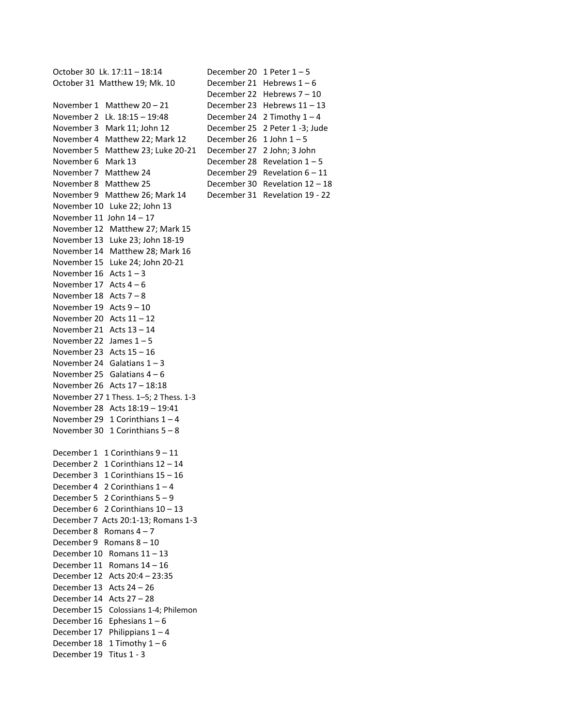October 30 Lk. 17:11 – 18:14
October 31 Matthew 19; Mk. 10

November 1 Matthew 20 – 21
November 2 Lk. 18:15 – 19:48
November 3 Mark 11; John 12
November 4 Matthew 22; Mark 12
November 5 Matthew 23; Luke 20-21
November 6 Mark 13
November 7 Matthew 24
November 8 Matthew 25
November 9 Matthew 26; Mark 14
November 10 Luke 22; John 13
November 11 John 14 – 17
November 12 Matthew 27; Mark 15
November 13 Luke 23; John 18-19
November 14 Matthew 28; Mark 16
November 15 Luke 24; John 20-21
November 16 Acts 1 – 3
November 17 Acts 4 – 6
November 18 Acts 7 – 8
November 19 Acts 9 – 10
November 20 Acts 11 – 12
November 21 Acts 13 – 14
November 22 James 1 – 5
November 23 Acts 15 – 16
November 24 Galatians 1 – 3
November 25 Galatians 4 – 6
November 26 Acts 17 – 18:18
November 27 1 Thess. 1–5; 2 Thess. 1-3
November 28 Acts 18:19 – 19:41
November 29 1 Corinthians 1 – 4
November 30 1 Corinthians 5 – 8

December 1 1 Corinthians 9 – 11
December 2 1 Corinthians 12 – 14
December 3 1 Corinthians 15 – 16
December 4 2 Corinthians 1 – 4
December 5 2 Corinthians 5 – 9
December 6 2 Corinthians 10 – 13
December 7 Acts 20:1-13; Romans 1-3
December 8 Romans 4 – 7
December 9 Romans 8 – 10
December 10 Romans 11 – 13
December 11 Romans 14 – 16
December 12 Acts 20:4 – 23:35
December 13 Acts 24 – 26
December 14 Acts 27 – 28
December 15 Colossians 1-4; Philemon
December 16 Ephesians 1 – 6
December 17 Philippians 1 – 4
December 18 1 Timothy 1 – 6
December 19 Titus 1 - 3
December 20 1 Peter 1 – 5
December 21 Hebrews 1 – 6
December 22 Hebrews 7 – 10
December 23 Hebrews 11 – 13
December 24 2 Timothy 1 – 4
December 25 2 Peter 1 -3; Jude
December 26 1 John 1 – 5
December 27 2 John; 3 John
December 28 Revelation 1 – 5
December 29 Revelation 6 – 11
December 30 Revelation 12 – 18
December 31 Revelation 19 - 22